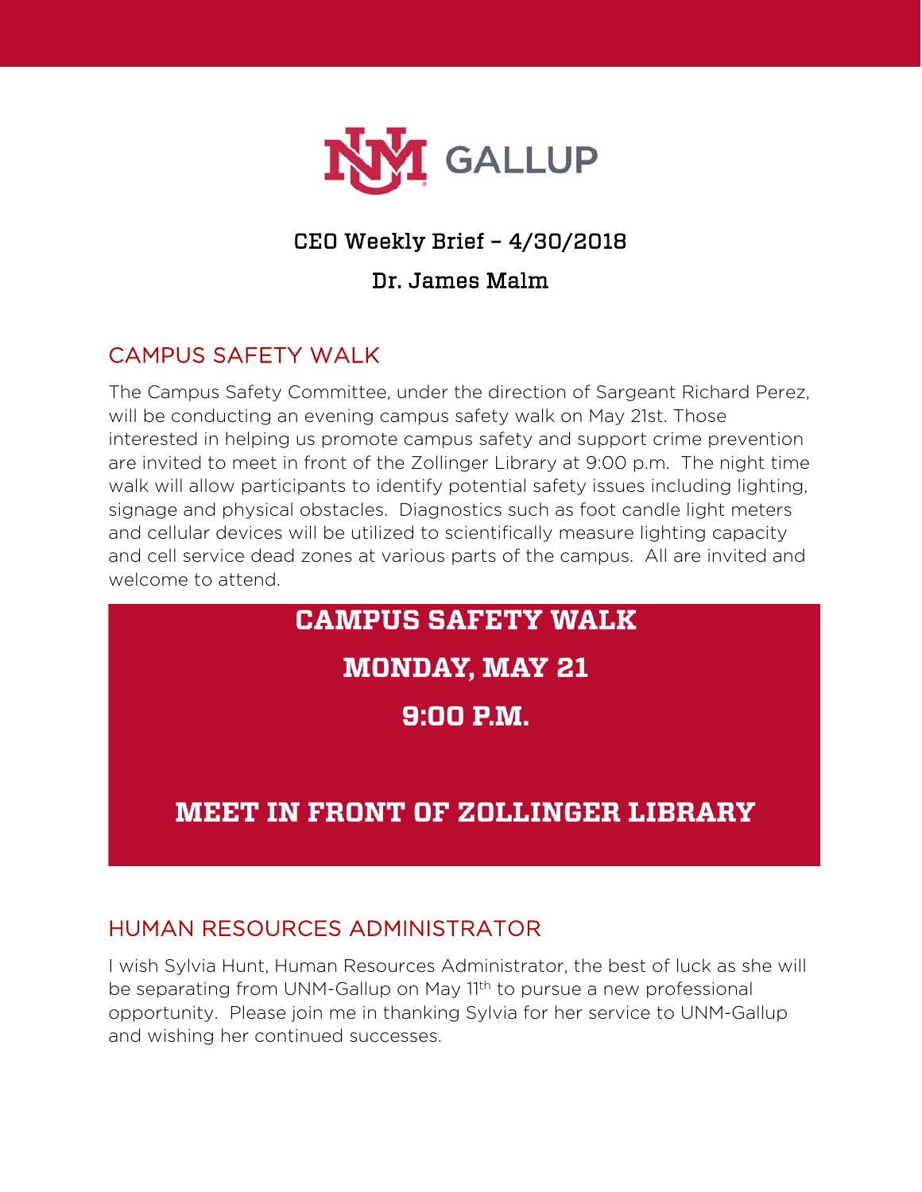# UNM GALLUP

## CEO Weekly Brief – 4/30/2018

## Dr. James Malm

### CAMPUS SAFETY WALK

The Campus Safety Committee, under the direction of Sargeant Richard Perez, will be conducting an evening campus safety walk on May 21st. Those interested in helping us promote campus safety and support crime prevention are invited to meet in front of the Zollinger Library at 9:00 p.m. The night time walk will allow participants to identify potential safety issues including lighting, signage and physical obstacles. Diagnostics such as foot candle light meters and cellular devices will be utilized to scientifically measure lighting capacity and cell service dead zones at various parts of the campus. All are invited and welcome to attend.

**CAMPUS SAFETY WALK**

**MONDAY, MAY 21**

**9:00 P.M.**

**MEET IN FRONT OF ZOLLINGER LIBRARY**

### HUMAN RESOURCES ADMINISTRATOR

I wish Sylvia Hunt, Human Resources Administrator, the best of luck as she will be separating from UNM-Gallup on May 11th to pursue a new professional opportunity. Please join me in thanking Sylvia for her service to UNM-Gallup and wishing her continued successes.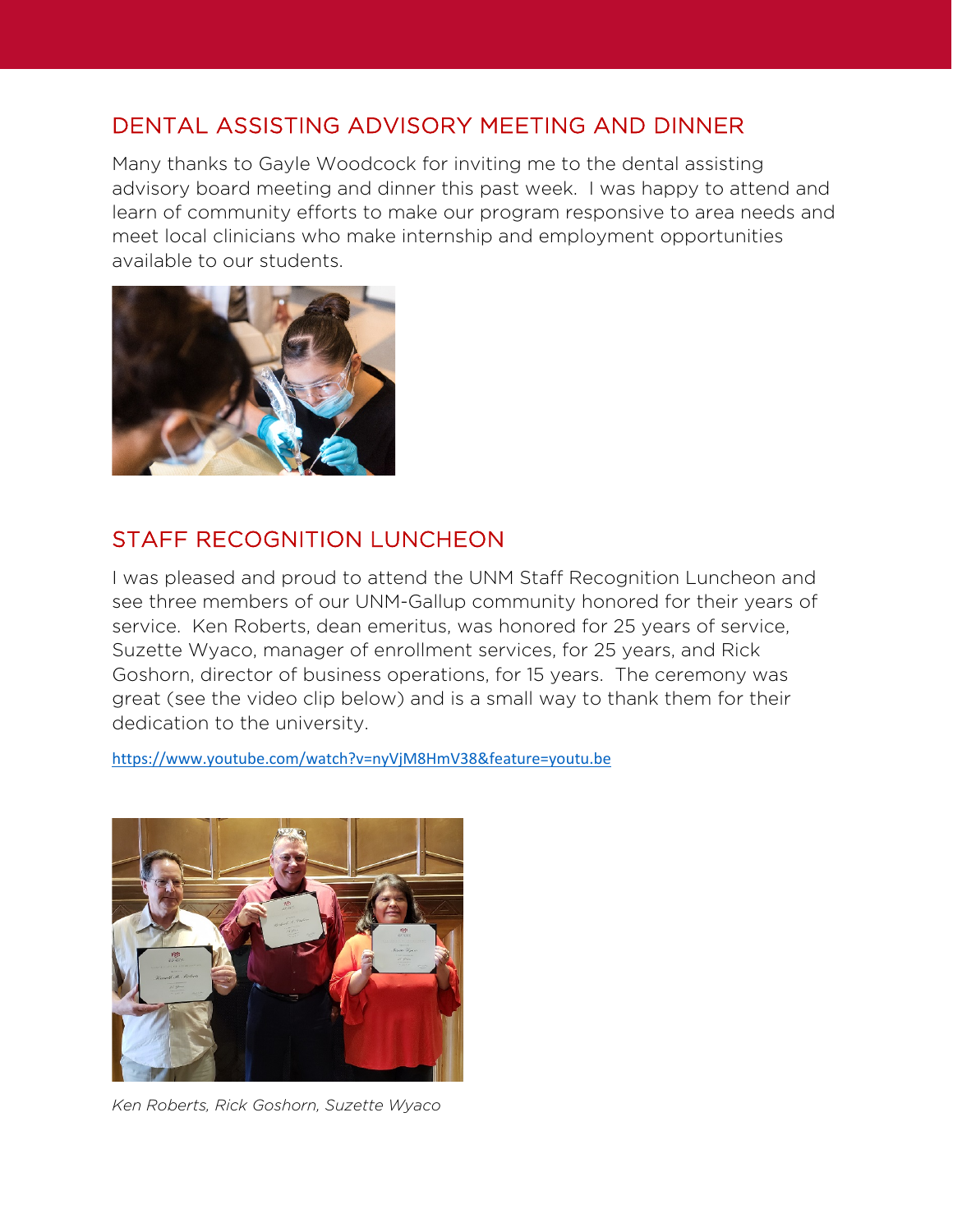## DENTAL ASSISTING ADVISORY MEETING AND DINNER

Many thanks to Gayle Woodcock for inviting me to the dental assisting advisory board meeting and dinner this past week. I was happy to attend and learn of community efforts to make our program responsive to area needs and meet local clinicians who make internship and employment opportunities available to our students.

## STAFF RECOGNITION LUNCHEON

I was pleased and proud to attend the UNM Staff Recognition Luncheon and see three members of our UNM-Gallup community honored for their years of service. Ken Roberts, dean emeritus, was honored for 25 years of service, Suzette Wyaco, manager of enrollment services, for 25 years, and Rick Goshorn, director of business operations, for 15 years. The ceremony was great (see the video clip below) and is a small way to thank them for their dedication to the university.

https://www.youtube.com/watch?v=nyVjM8HmV38&feature=youtu.be

*Ken Roberts, Rick Goshorn, Suzette Wyaco*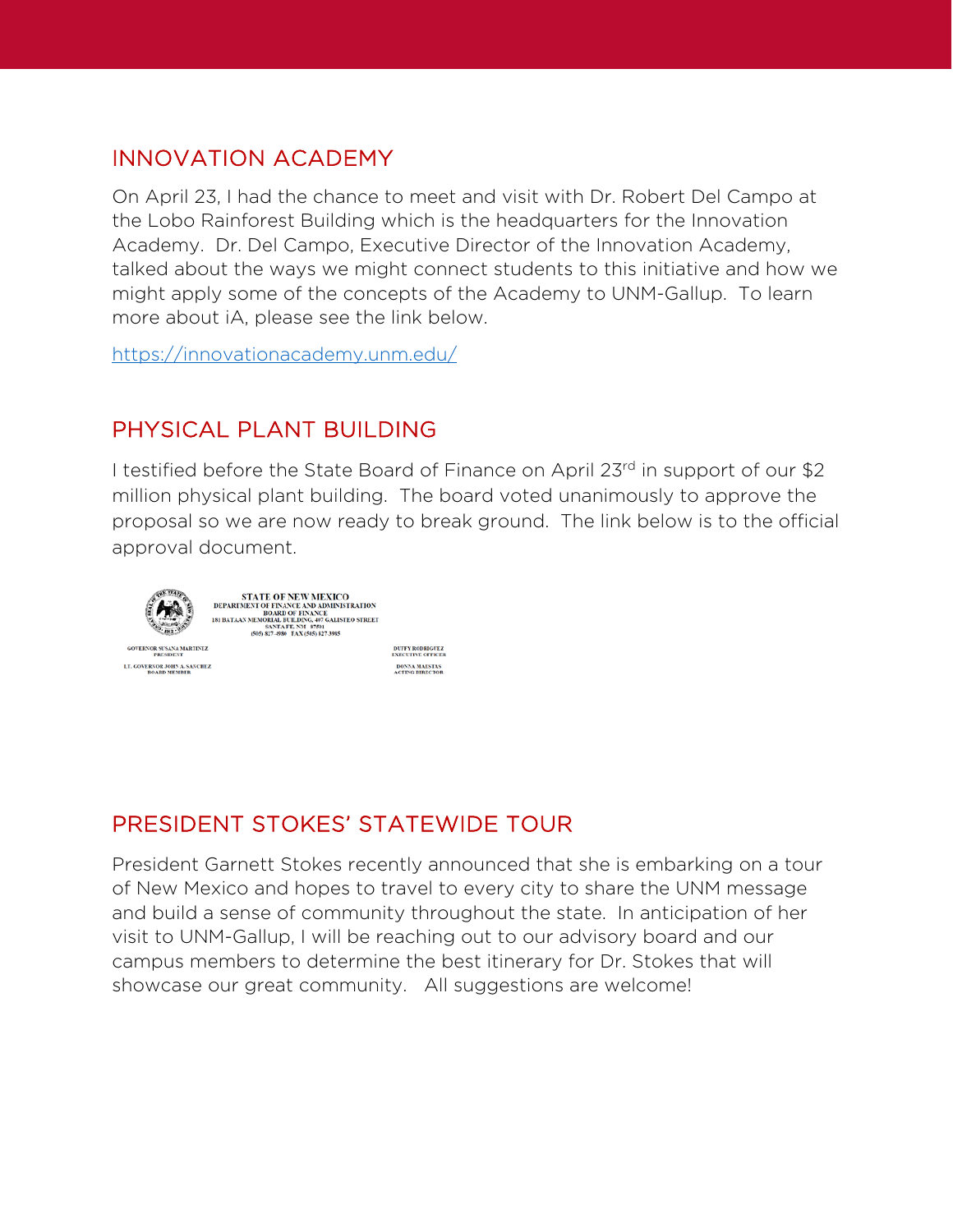## INNOVATION ACADEMY

On April 23, I had the chance to meet and visit with Dr. Robert Del Campo at the Lobo Rainforest Building which is the headquarters for the Innovation Academy. Dr. Del Campo, Executive Director of the Innovation Academy, talked about the ways we might connect students to this initiative and how we might apply some of the concepts of the Academy to UNM-Gallup. To learn more about iA, please see the link below.

https://innovationacademy.unm.edu/

## PHYSICAL PLANT BUILDING

I testified before the State Board of Finance on April 23rd in support of our $2 million physical plant building. The board voted unanimously to approve the proposal so we are now ready to break ground. The link below is to the official approval document.

STATE OF NEW MEXICO
DEPARTMENT OF FINANCE AND ADMINISTRATION
BOARD OF FINANCE
181 BATAAN MEMORIAL BUILDING, 407 GALISTEO STREET
SANTA FE, NM 87501
(505) 827-4980 FAX (505) 827-3985

GOVERNOR SUSANA MARTINEZ
PRESIDENT

LT. GOVERNOR JOHN A. SANCHEZ
BOARD MEMBER

DUFFY RODRIGUEZ
EXECUTIVE OFFICER

DONNA MAESTAS
ACTING DIRECTOR

## PRESIDENT STOKES' STATEWIDE TOUR

President Garnett Stokes recently announced that she is embarking on a tour of New Mexico and hopes to travel to every city to share the UNM message and build a sense of community throughout the state. In anticipation of her visit to UNM-Gallup, I will be reaching out to our advisory board and our campus members to determine the best itinerary for Dr. Stokes that will showcase our great community. All suggestions are welcome!